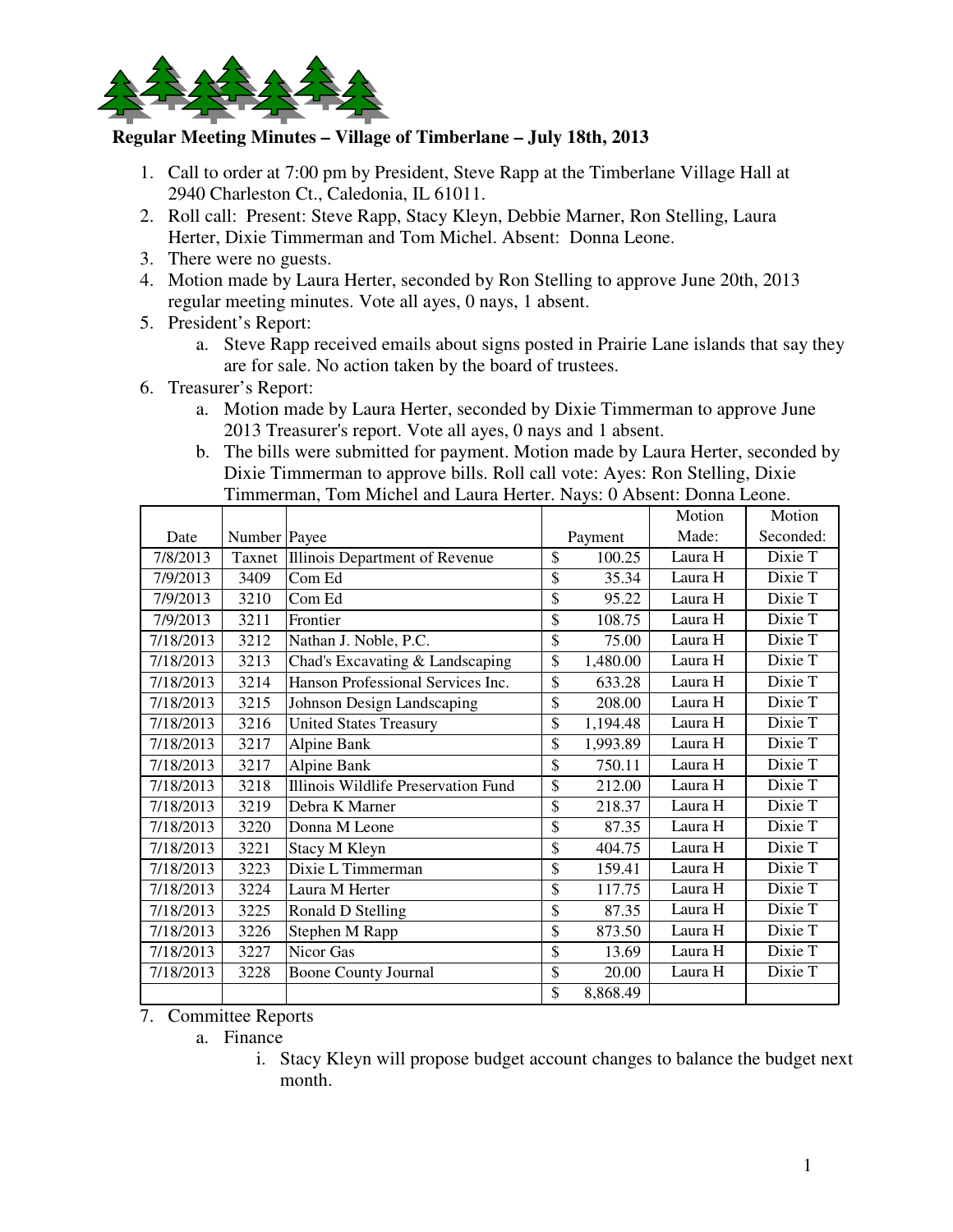## Regular Meeting Minutes – Village of Timberlane – July 18th, 2013

1. Call to order at 7:00 pm by President, Steve Rapp at the Timberlane Village Hall at 2940 Charleston Ct., Caledonia, IL 61011.
2. Roll call: Present: Steve Rapp, Stacy Kleyn, Debbie Marner, Ron Stelling, Laura Herter, Dixie Timmerman and Tom Michel. Absent: Donna Leone.
3. There were no guests.
4. Motion made by Laura Herter, seconded by Ron Stelling to approve June 20th, 2013 regular meeting minutes. Vote all ayes, 0 nays, 1 absent.
5. President's Report:
    a. Steve Rapp received emails about signs posted in Prairie Lane islands that say they are for sale. No action taken by the board of trustees.
6. Treasurer's Report:
    a. Motion made by Laura Herter, seconded by Dixie Timmerman to approve June 2013 Treasurer's report. Vote all ayes, 0 nays and 1 absent.
    b. The bills were submitted for payment. Motion made by Laura Herter, seconded by Dixie Timmerman to approve bills. Roll call vote: Ayes: Ron Stelling, Dixie Timmerman, Tom Michel and Laura Herter. Nays: 0 Absent: Donna Leone.

| Date | Number | Payee | Payment | Motion Made: | Motion Seconded: |
|---|---|---|---|---|---|
| 7/8/2013 | Taxnet | Illinois Department of Revenue | $ 100.25 | Laura H | Dixie T |
| 7/9/2013 | 3409 | Com Ed | $ 35.34 | Laura H | Dixie T |
| 7/9/2013 | 3210 | Com Ed | $ 95.22 | Laura H | Dixie T |
| 7/9/2013 | 3211 | Frontier | $ 108.75 | Laura H | Dixie T |
| 7/18/2013 | 3212 | Nathan J. Noble, P.C. | $ 75.00 | Laura H | Dixie T |
| 7/18/2013 | 3213 | Chad's Excavating & Landscaping | $ 1,480.00 | Laura H | Dixie T |
| 7/18/2013 | 3214 | Hanson Professional Services Inc. | $ 633.28 | Laura H | Dixie T |
| 7/18/2013 | 3215 | Johnson Design Landscaping | $ 208.00 | Laura H | Dixie T |
| 7/18/2013 | 3216 | United States Treasury | $ 1,194.48 | Laura H | Dixie T |
| 7/18/2013 | 3217 | Alpine Bank | $ 1,993.89 | Laura H | Dixie T |
| 7/18/2013 | 3217 | Alpine Bank | $ 750.11 | Laura H | Dixie T |
| 7/18/2013 | 3218 | Illinois Wildlife Preservation Fund | $ 212.00 | Laura H | Dixie T |
| 7/18/2013 | 3219 | Debra K Marner | $ 218.37 | Laura H | Dixie T |
| 7/18/2013 | 3220 | Donna M Leone | $ 87.35 | Laura H | Dixie T |
| 7/18/2013 | 3221 | Stacy M Kleyn | $ 404.75 | Laura H | Dixie T |
| 7/18/2013 | 3223 | Dixie L Timmerman | $ 159.41 | Laura H | Dixie T |
| 7/18/2013 | 3224 | Laura M Herter | $ 117.75 | Laura H | Dixie T |
| 7/18/2013 | 3225 | Ronald D Stelling | $ 87.35 | Laura H | Dixie T |
| 7/18/2013 | 3226 | Stephen M Rapp | $ 873.50 | Laura H | Dixie T |
| 7/18/2013 | 3227 | Nicor Gas | $ 13.69 | Laura H | Dixie T |
| 7/18/2013 | 3228 | Boone County Journal | $ 20.00 | Laura H | Dixie T |
| | | | $ 8,868.49 | | |

7. Committee Reports
    a. Finance
        i. Stacy Kleyn will propose budget account changes to balance the budget next month.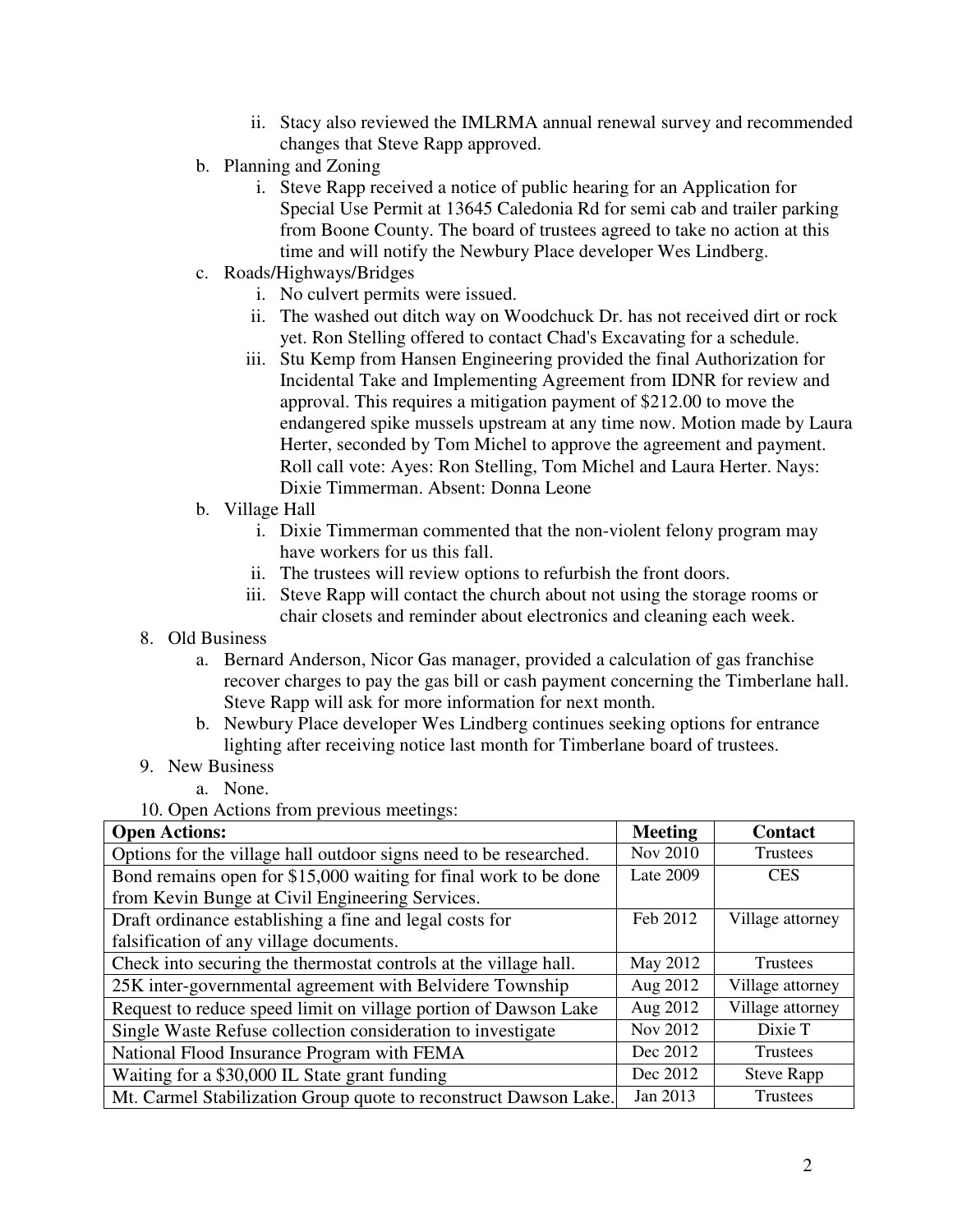- ii. Stacy also reviewed the IMLRMA annual renewal survey and recommended changes that Steve Rapp approved.

b. Planning and Zoning
   - i. Steve Rapp received a notice of public hearing for an Application for Special Use Permit at 13645 Caledonia Rd for semi cab and trailer parking from Boone County. The board of trustees agreed to take no action at this time and will notify the Newbury Place developer Wes Lindberg.

c. Roads/Highways/Bridges
   - i. No culvert permits were issued.
   - ii. The washed out ditch way on Woodchuck Dr. has not received dirt or rock yet. Ron Stelling offered to contact Chad's Excavating for a schedule.
   - iii. Stu Kemp from Hansen Engineering provided the final Authorization for Incidental Take and Implementing Agreement from IDNR for review and approval. This requires a mitigation payment of $212.00 to move the endangered spike mussels upstream at any time now. Motion made by Laura Herter, seconded by Tom Michel to approve the agreement and payment. Roll call vote: Ayes: Ron Stelling, Tom Michel and Laura Herter. Nays: Dixie Timmerman. Absent: Donna Leone

b. Village Hall
   - i. Dixie Timmerman commented that the non-violent felony program may have workers for us this fall.
   - ii. The trustees will review options to refurbish the front doors.
   - iii. Steve Rapp will contact the church about not using the storage rooms or chair closets and reminder about electronics and cleaning each week.

8. Old Business
   - a. Bernard Anderson, Nicor Gas manager, provided a calculation of gas franchise recover charges to pay the gas bill or cash payment concerning the Timberlane hall. Steve Rapp will ask for more information for next month.
   - b. Newbury Place developer Wes Lindberg continues seeking options for entrance lighting after receiving notice last month for Timberlane board of trustees.

9. New Business
   - a. None.

10. Open Actions from previous meetings:

| Open Actions: | Meeting | Contact |
|---|---|---|
| Options for the village hall outdoor signs need to be researched. | Nov 2010 | Trustees |
| Bond remains open for $15,000 waiting for final work to be done from Kevin Bunge at Civil Engineering Services. | Late 2009 | CES |
| Draft ordinance establishing a fine and legal costs for falsification of any village documents. | Feb 2012 | Village attorney |
| Check into securing the thermostat controls at the village hall. | May 2012 | Trustees |
| 25K inter-governmental agreement with Belvidere Township | Aug 2012 | Village attorney |
| Request to reduce speed limit on village portion of Dawson Lake | Aug 2012 | Village attorney |
| Single Waste Refuse collection consideration to investigate | Nov 2012 | Dixie T |
| National Flood Insurance Program with FEMA | Dec 2012 | Trustees |
| Waiting for a $30,000 IL State grant funding | Dec 2012 | Steve Rapp |
| Mt. Carmel Stabilization Group quote to reconstruct Dawson Lake. | Jan 2013 | Trustees |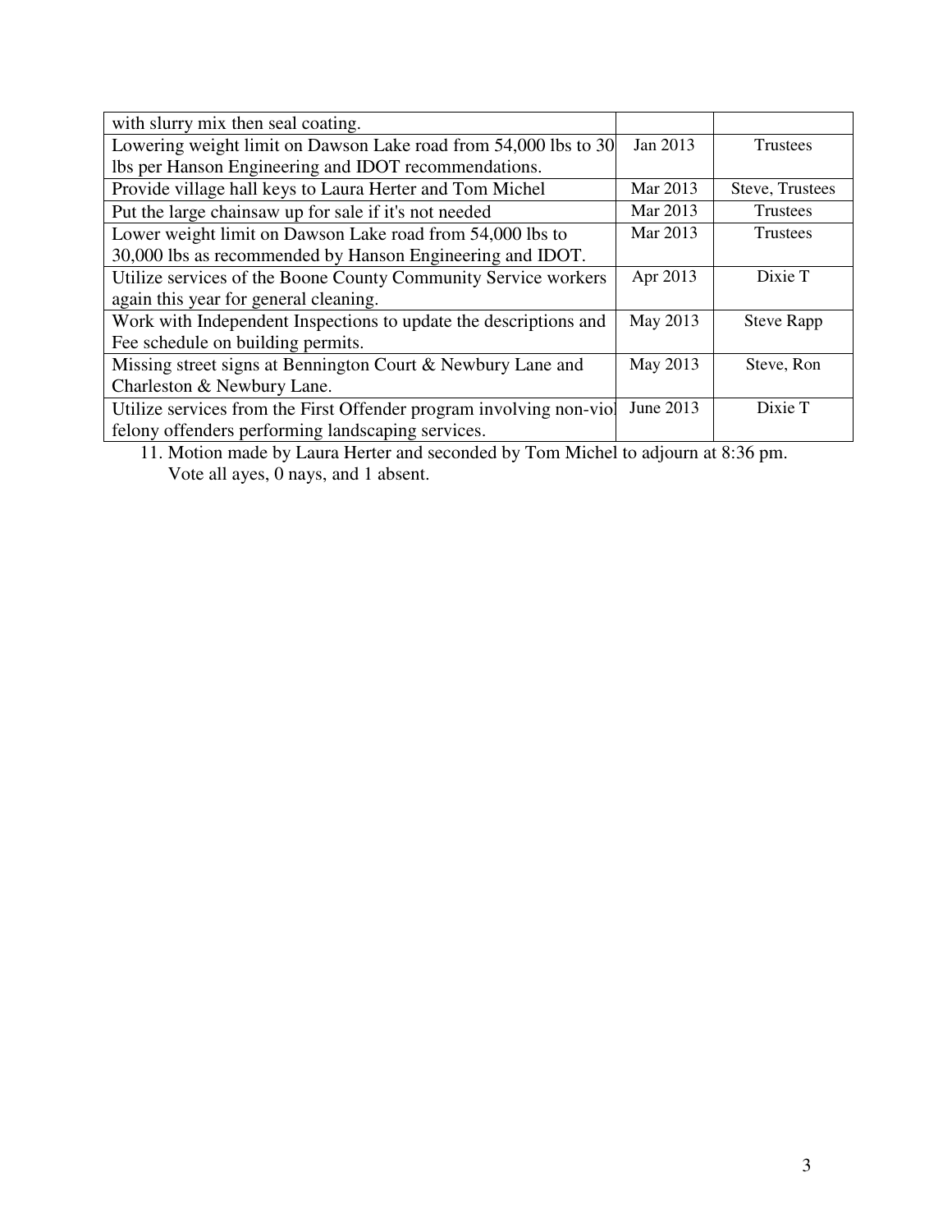| | | |
|---|---|---|
| with slurry mix then seal coating. | | |
| Lowering weight limit on Dawson Lake road from 54,000 lbs to 30 lbs per Hanson Engineering and IDOT recommendations. | Jan 2013 | Trustees |
| Provide village hall keys to Laura Herter and Tom Michel | Mar 2013 | Steve, Trustees |
| Put the large chainsaw up for sale if it's not needed | Mar 2013 | Trustees |
| Lower weight limit on Dawson Lake road from 54,000 lbs to 30,000 lbs as recommended by Hanson Engineering and IDOT. | Mar 2013 | Trustees |
| Utilize services of the Boone County Community Service workers again this year for general cleaning. | Apr 2013 | Dixie T |
| Work with Independent Inspections to update the descriptions and Fee schedule on building permits. | May 2013 | Steve Rapp |
| Missing street signs at Bennington Court & Newbury Lane and Charleston & Newbury Lane. | May 2013 | Steve, Ron |
| Utilize services from the First Offender program involving non-vio felony offenders performing landscaping services. | June 2013 | Dixie T |

11. Motion made by Laura Herter and seconded by Tom Michel to adjourn at 8:36 pm. Vote all ayes, 0 nays, and 1 absent.